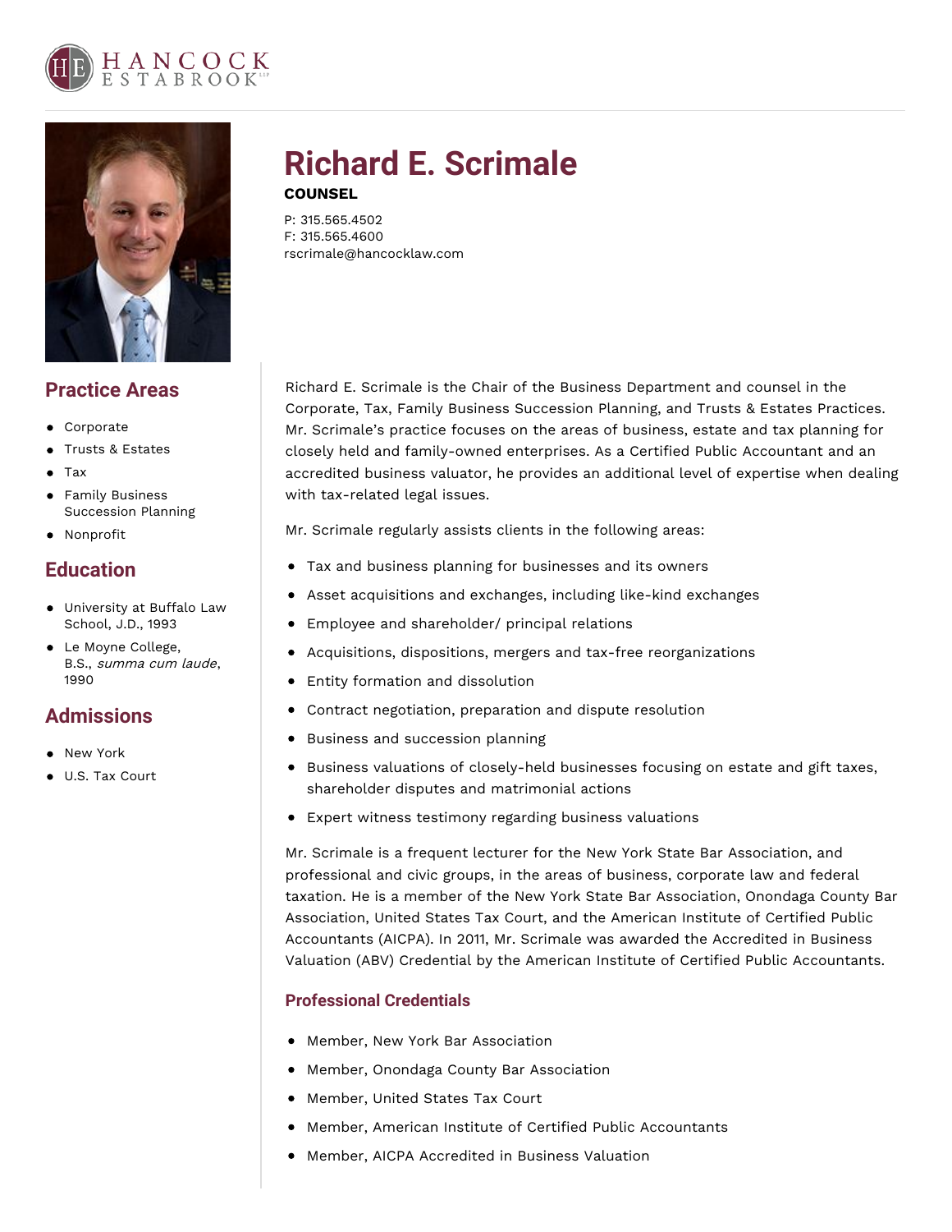# Richard E. Scrimale

**COUNSEL**

P: 315.565.4502
F: 315.565.4600
rscrimale@hancocklaw.com

## Practice Areas

- Corporate
- Trusts & Estates
- Tax
- Family Business Succession Planning
- Nonprofit

## Education

- University at Buffalo Law School, J.D., 1993
- Le Moyne College, B.S., *summa cum laude*, 1990

## Admissions

- New York
- U.S. Tax Court

Richard E. Scrimale is the Chair of the Business Department and counsel in the Corporate, Tax, Family Business Succession Planning, and Trusts & Estates Practices. Mr. Scrimale's practice focuses on the areas of business, estate and tax planning for closely held and family-owned enterprises. As a Certified Public Accountant and an accredited business valuator, he provides an additional level of expertise when dealing with tax-related legal issues.

Mr. Scrimale regularly assists clients in the following areas:

- Tax and business planning for businesses and its owners
- Asset acquisitions and exchanges, including like-kind exchanges
- Employee and shareholder/ principal relations
- Acquisitions, dispositions, mergers and tax-free reorganizations
- Entity formation and dissolution
- Contract negotiation, preparation and dispute resolution
- Business and succession planning
- Business valuations of closely-held businesses focusing on estate and gift taxes, shareholder disputes and matrimonial actions
- Expert witness testimony regarding business valuations

Mr. Scrimale is a frequent lecturer for the New York State Bar Association, and professional and civic groups, in the areas of business, corporate law and federal taxation. He is a member of the New York State Bar Association, Onondaga County Bar Association, United States Tax Court, and the American Institute of Certified Public Accountants (AICPA). In 2011, Mr. Scrimale was awarded the Accredited in Business Valuation (ABV) Credential by the American Institute of Certified Public Accountants.

### Professional Credentials

- Member, New York Bar Association
- Member, Onondaga County Bar Association
- Member, United States Tax Court
- Member, American Institute of Certified Public Accountants
- Member, AICPA Accredited in Business Valuation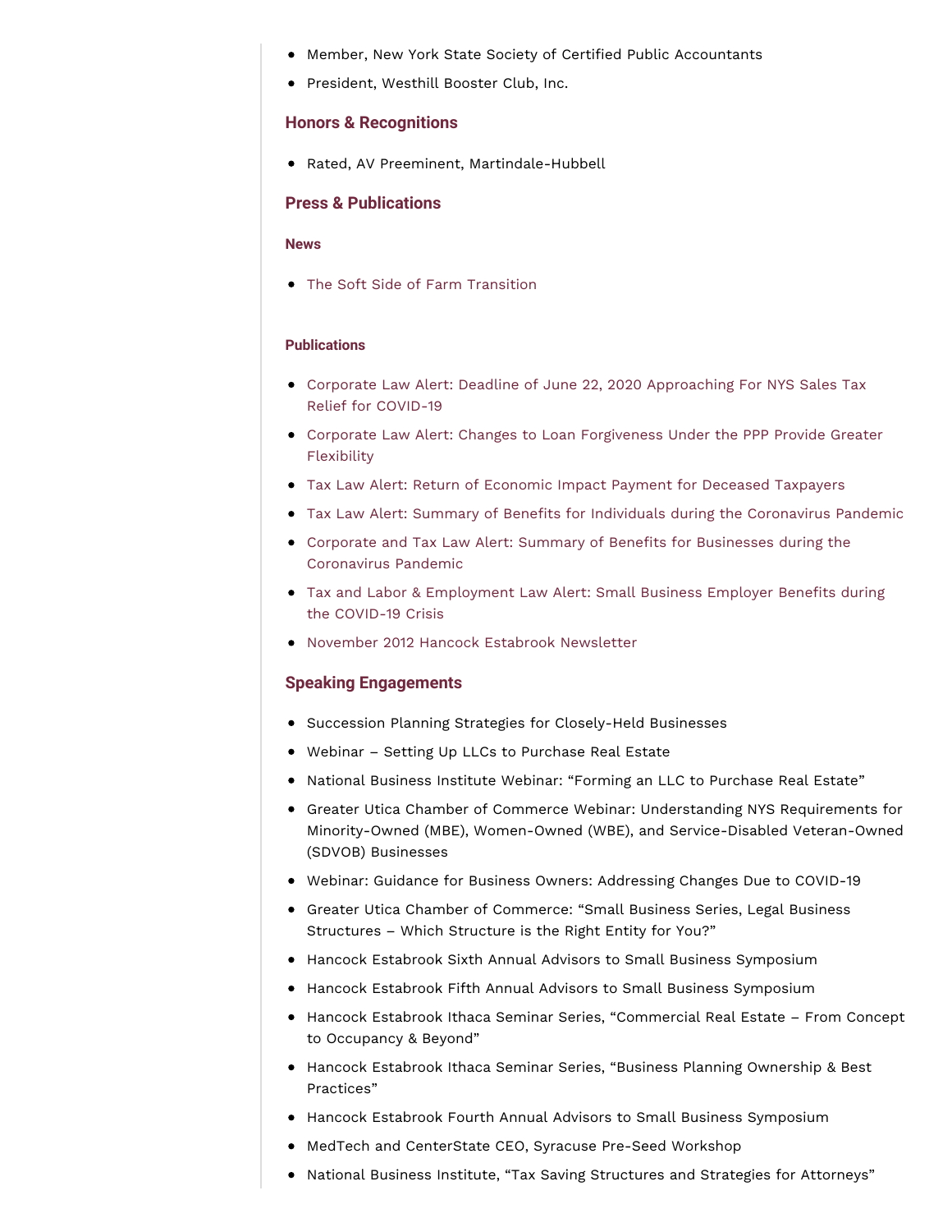- Member, New York State Society of Certified Public Accountants
- President, Westhill Booster Club, Inc.

## Honors & Recognitions

- Rated, AV Preeminent, Martindale-Hubbell

## Press & Publications

### News

- The Soft Side of Farm Transition

### Publications

- Corporate Law Alert: Deadline of June 22, 2020 Approaching For NYS Sales Tax Relief for COVID-19
- Corporate Law Alert: Changes to Loan Forgiveness Under the PPP Provide Greater Flexibility
- Tax Law Alert: Return of Economic Impact Payment for Deceased Taxpayers
- Tax Law Alert: Summary of Benefits for Individuals during the Coronavirus Pandemic
- Corporate and Tax Law Alert: Summary of Benefits for Businesses during the Coronavirus Pandemic
- Tax and Labor & Employment Law Alert: Small Business Employer Benefits during the COVID-19 Crisis
- November 2012 Hancock Estabrook Newsletter

## Speaking Engagements

- Succession Planning Strategies for Closely-Held Businesses
- Webinar – Setting Up LLCs to Purchase Real Estate
- National Business Institute Webinar: "Forming an LLC to Purchase Real Estate"
- Greater Utica Chamber of Commerce Webinar: Understanding NYS Requirements for Minority-Owned (MBE), Women-Owned (WBE), and Service-Disabled Veteran-Owned (SDVOB) Businesses
- Webinar: Guidance for Business Owners: Addressing Changes Due to COVID-19
- Greater Utica Chamber of Commerce: "Small Business Series, Legal Business Structures – Which Structure is the Right Entity for You?"
- Hancock Estabrook Sixth Annual Advisors to Small Business Symposium
- Hancock Estabrook Fifth Annual Advisors to Small Business Symposium
- Hancock Estabrook Ithaca Seminar Series, "Commercial Real Estate – From Concept to Occupancy & Beyond"
- Hancock Estabrook Ithaca Seminar Series, "Business Planning Ownership & Best Practices"
- Hancock Estabrook Fourth Annual Advisors to Small Business Symposium
- MedTech and CenterState CEO, Syracuse Pre-Seed Workshop
- National Business Institute, "Tax Saving Structures and Strategies for Attorneys"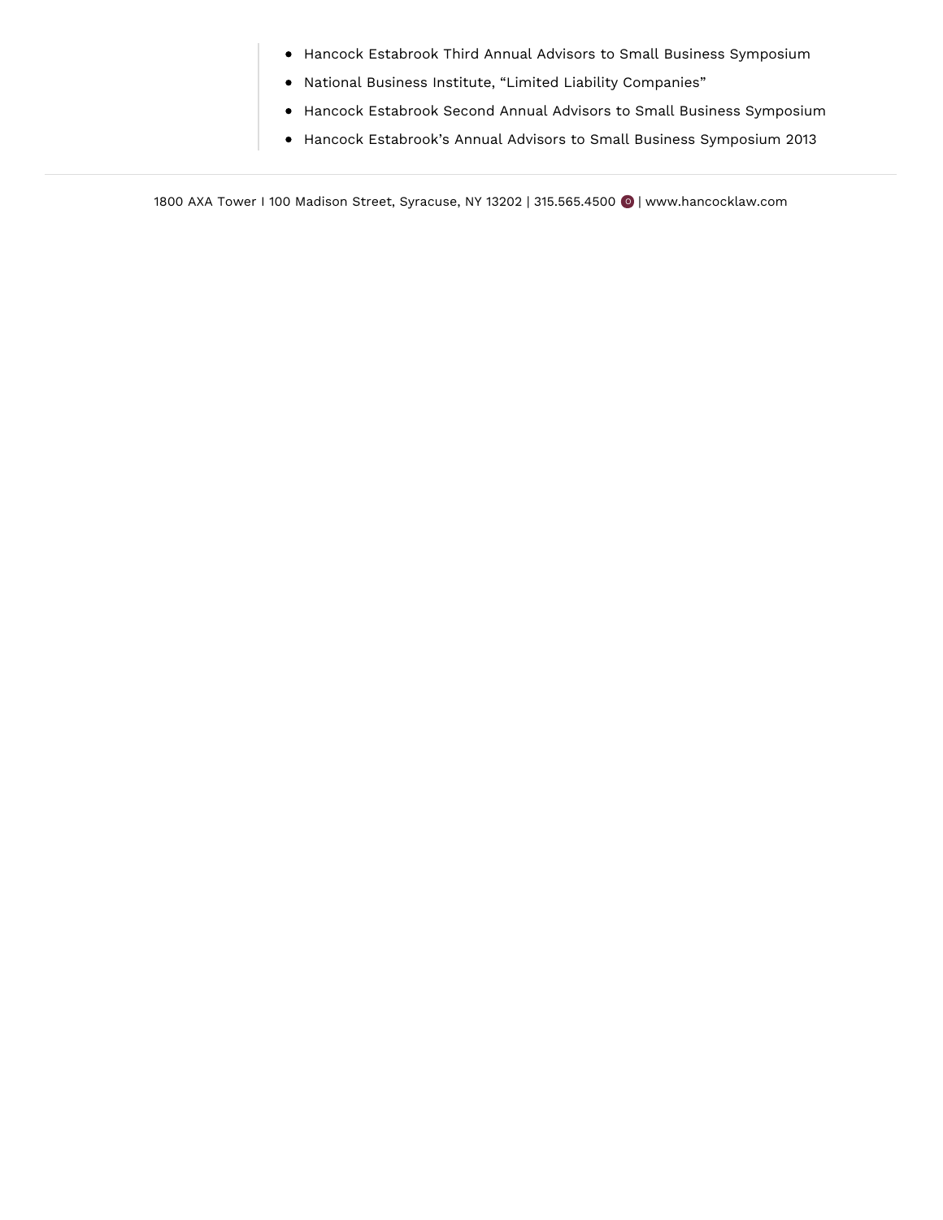- Hancock Estabrook Third Annual Advisors to Small Business Symposium
- National Business Institute, “Limited Liability Companies”
- Hancock Estabrook Second Annual Advisors to Small Business Symposium
- Hancock Estabrook’s Annual Advisors to Small Business Symposium 2013

---

1800 AXA Tower I 100 Madison Street, Syracuse, NY 13202 | 315.565.4500 | www.hancocklaw.com